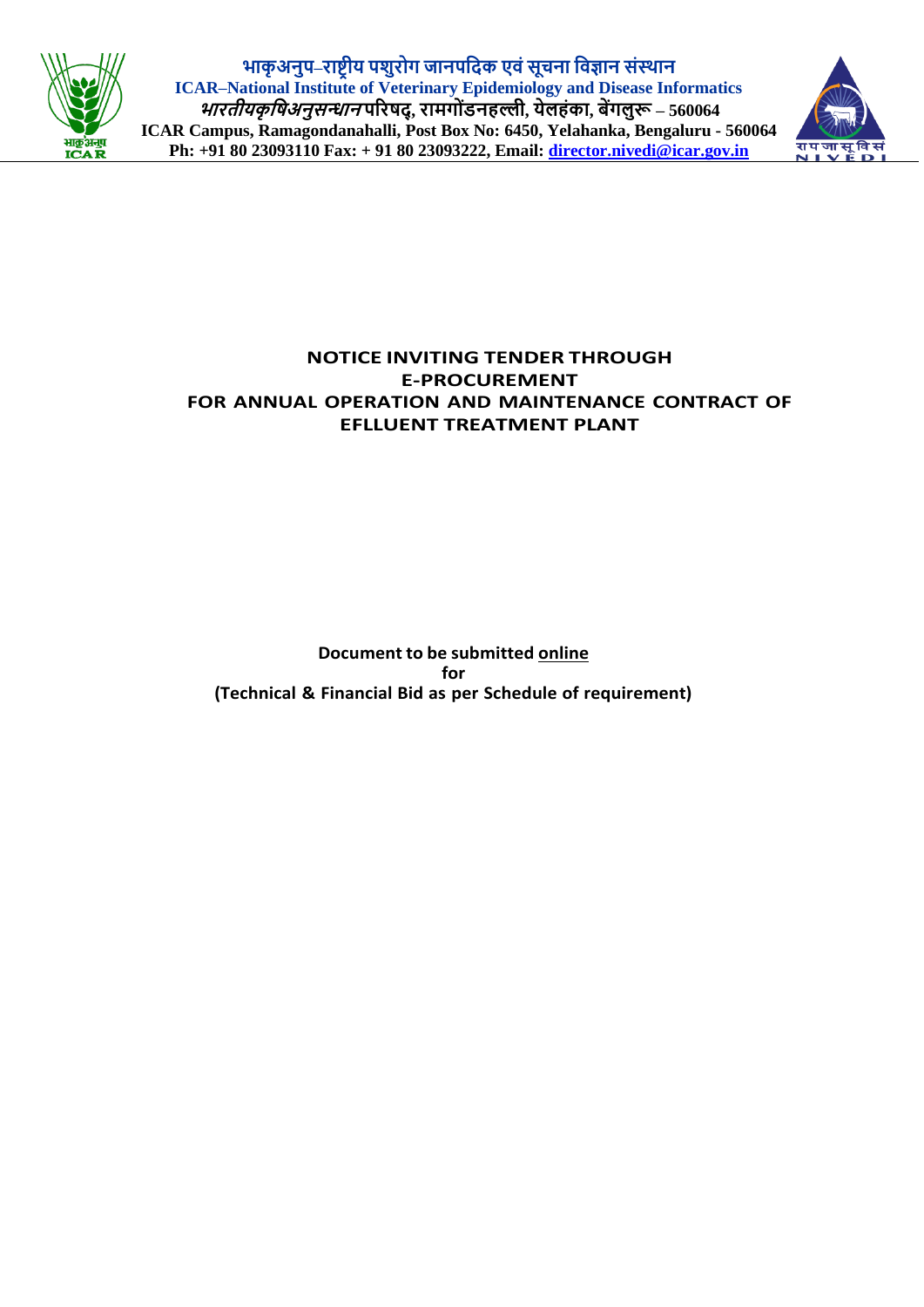भाकृअनुप–राष्ट्रीय पशुरोग जानपदिक एवं सूचना विज्ञान संस्थान

**ICAR–National Institute of Veterinary Epidemiology and Disease Informatics**

*भारतीयकृषिअनुसन्धान* परिषद्, रामगोंडनहल्ली, येलहंका, बेंगलुरू – 560064

**ICAR Campus, Ramagondanahalli, Post Box No: 6450, Yelahanka, Bengaluru - 560064**

**Ph: +91 80 23093110 Fax: + 91 80 23093222, Email: director.nivedi@icar.gov.in**

# NOTICE INVITING TENDER THROUGH E-PROCUREMENT FOR ANNUAL OPERATION AND MAINTENANCE CONTRACT OF EFLLUENT TREATMENT PLANT

**Document to be submitted online**

**for**

**(Technical & Financial Bid as per Schedule of requirement)**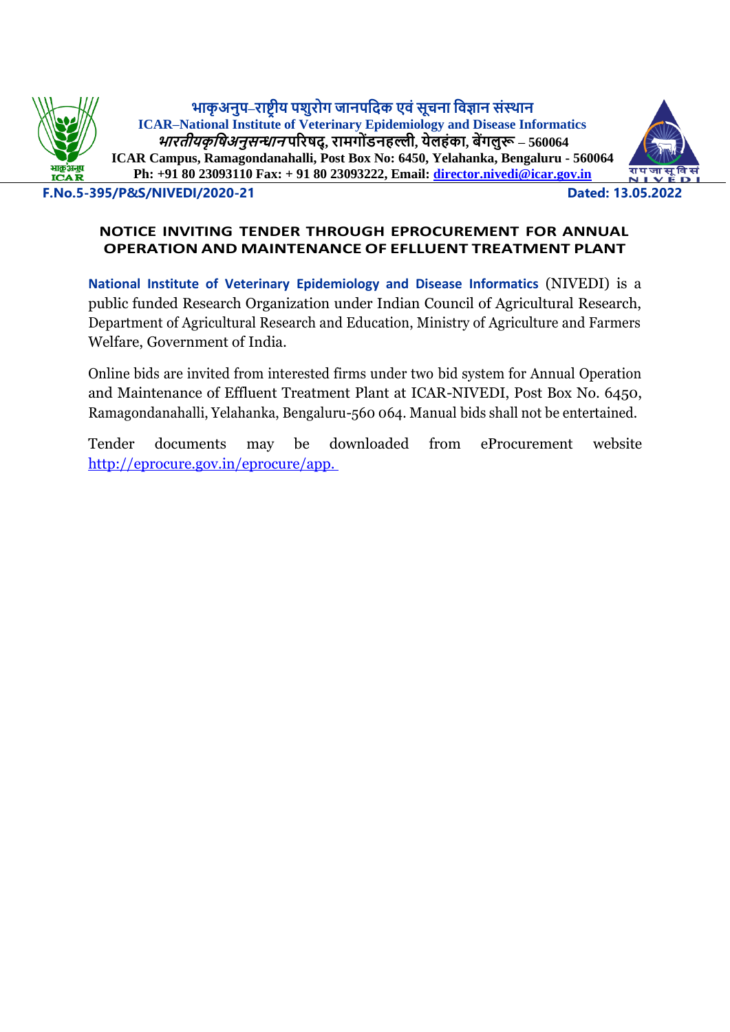भाकृअनुप–राष्ट्रीय पशुरोग जानपदिक एवं सूचना विज्ञान संस्थान

**ICAR–National Institute of Veterinary Epidemiology and Disease Informatics**

***भारतीयकृषिअनुसन्धान* परिषद्, रामगोंडनहल्ली, येलहंका, बेंगलुरू – 560064**

**ICAR Campus, Ramagondanahalli, Post Box No: 6450, Yelahanka, Bengaluru - 560064**

**Ph: +91 80 23093110 Fax: + 91 80 23093222, Email: director.nivedi@icar.gov.in**

**F.No.5-395/P&S/NIVEDI/2020-21** **Dated: 13.05.2022**

## NOTICE INVITING TENDER THROUGH EPROCUREMENT FOR ANNUAL OPERATION AND MAINTENANCE OF EFLLUENT TREATMENT PLANT

**National Institute of Veterinary Epidemiology and Disease Informatics** (NIVEDI) is a public funded Research Organization under Indian Council of Agricultural Research, Department of Agricultural Research and Education, Ministry of Agriculture and Farmers Welfare, Government of India.

Online bids are invited from interested firms under two bid system for Annual Operation and Maintenance of Effluent Treatment Plant at ICAR-NIVEDI, Post Box No. 6450, Ramagondanahalli, Yelahanka, Bengaluru-560 064. Manual bids shall not be entertained.

Tender documents may be downloaded from eProcurement website http://eprocure.gov.in/eprocure/app.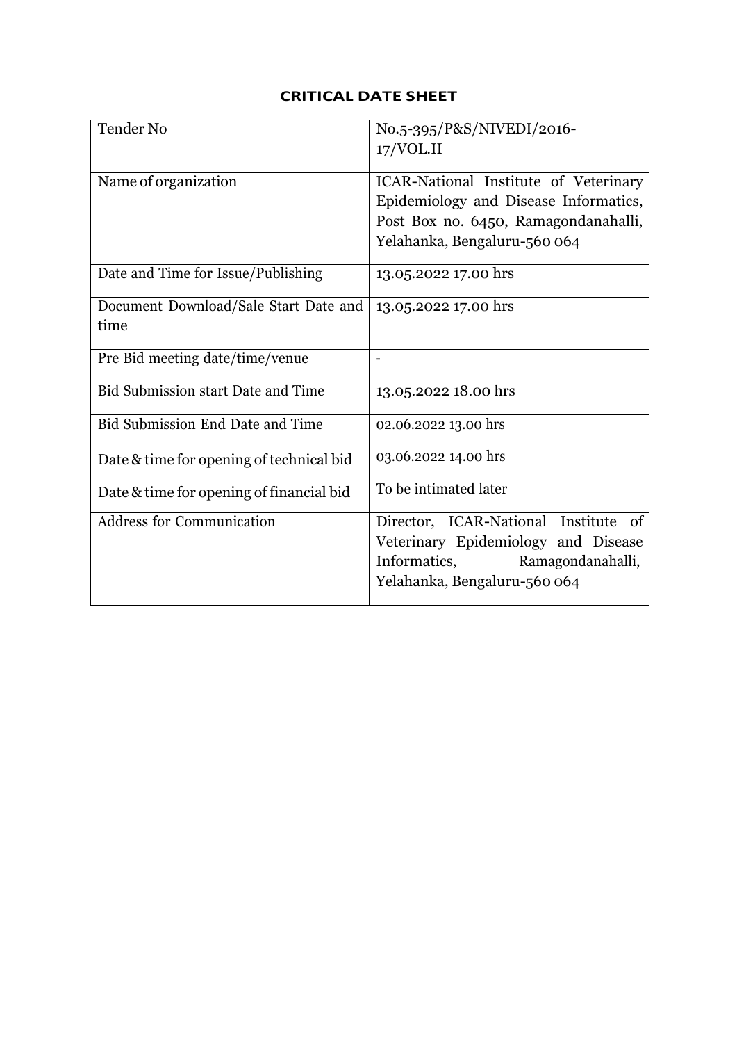# CRITICAL DATE SHEET

| Tender No | No.5-395/P&S/NIVEDI/2016-17/VOL.II |
|---|---|
| Name of organization | ICAR-National Institute of Veterinary Epidemiology and Disease Informatics, Post Box no. 6450, Ramagondanahalli, Yelahanka, Bengaluru-560 064 |
| Date and Time for Issue/Publishing | 13.05.2022 17.00 hrs |
| Document Download/Sale Start Date and time | 13.05.2022 17.00 hrs |
| Pre Bid meeting date/time/venue | - |
| Bid Submission start Date and Time | 13.05.2022 18.00 hrs |
| Bid Submission End Date and Time | 02.06.2022 13.00 hrs |
| Date & time for opening of technical bid | 03.06.2022 14.00 hrs |
| Date & time for opening of financial bid | To be intimated later |
| Address for Communication | Director, ICAR-National Institute of Veterinary Epidemiology and Disease Informatics, Ramagondanahalli, Yelahanka, Bengaluru-560 064 |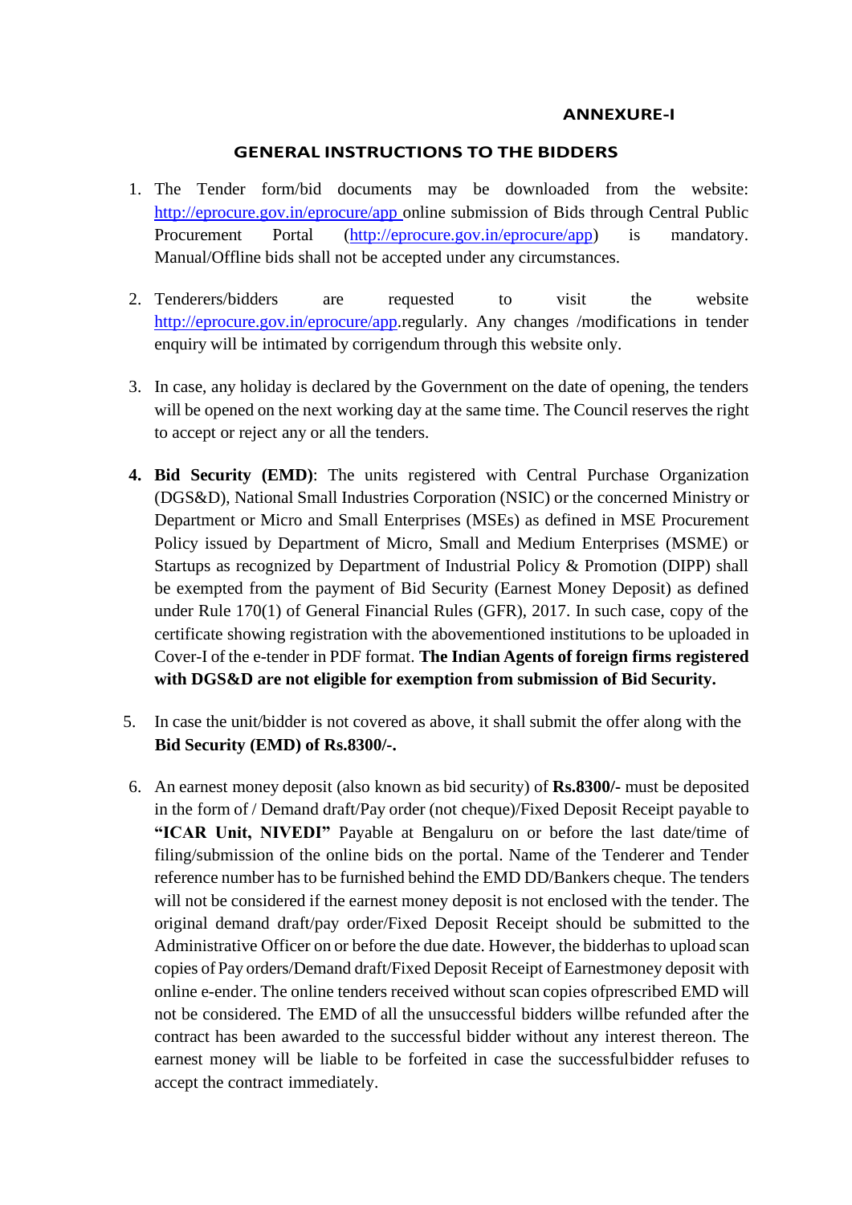**ANNEXURE-I**

## GENERAL INSTRUCTIONS TO THE BIDDERS

1. The Tender form/bid documents may be downloaded from the website: http://eprocure.gov.in/eprocure/app online submission of Bids through Central Public Procurement Portal (http://eprocure.gov.in/eprocure/app) is mandatory. Manual/Offline bids shall not be accepted under any circumstances.

2. Tenderers/bidders are requested to visit the website http://eprocure.gov.in/eprocure/app.regularly. Any changes /modifications in tender enquiry will be intimated by corrigendum through this website only.

3. In case, any holiday is declared by the Government on the date of opening, the tenders will be opened on the next working day at the same time. The Council reserves the right to accept or reject any or all the tenders.

4. **Bid Security (EMD)**: The units registered with Central Purchase Organization (DGS&D), National Small Industries Corporation (NSIC) or the concerned Ministry or Department or Micro and Small Enterprises (MSEs) as defined in MSE Procurement Policy issued by Department of Micro, Small and Medium Enterprises (MSME) or Startups as recognized by Department of Industrial Policy & Promotion (DIPP) shall be exempted from the payment of Bid Security (Earnest Money Deposit) as defined under Rule 170(1) of General Financial Rules (GFR), 2017. In such case, copy of the certificate showing registration with the abovementioned institutions to be uploaded in Cover-I of the e-tender in PDF format. **The Indian Agents of foreign firms registered with DGS&D are not eligible for exemption from submission of Bid Security.**

5. In case the unit/bidder is not covered as above, it shall submit the offer along with the **Bid Security (EMD) of Rs.8300/-.**

6. An earnest money deposit (also known as bid security) of **Rs.8300/-** must be deposited in the form of / Demand draft/Pay order (not cheque)/Fixed Deposit Receipt payable to **"ICAR Unit, NIVEDI"** Payable at Bengaluru on or before the last date/time of filing/submission of the online bids on the portal. Name of the Tenderer and Tender reference number has to be furnished behind the EMD DD/Bankers cheque. The tenders will not be considered if the earnest money deposit is not enclosed with the tender. The original demand draft/pay order/Fixed Deposit Receipt should be submitted to the Administrative Officer on or before the due date. However, the bidderhas to upload scan copies of Pay orders/Demand draft/Fixed Deposit Receipt of Earnestmoney deposit with online e-ender. The online tenders received without scan copies ofprescribed EMD will not be considered. The EMD of all the unsuccessful bidders willbe refunded after the contract has been awarded to the successful bidder without any interest thereon. The earnest money will be liable to be forfeited in case the successfulbidder refuses to accept the contract immediately.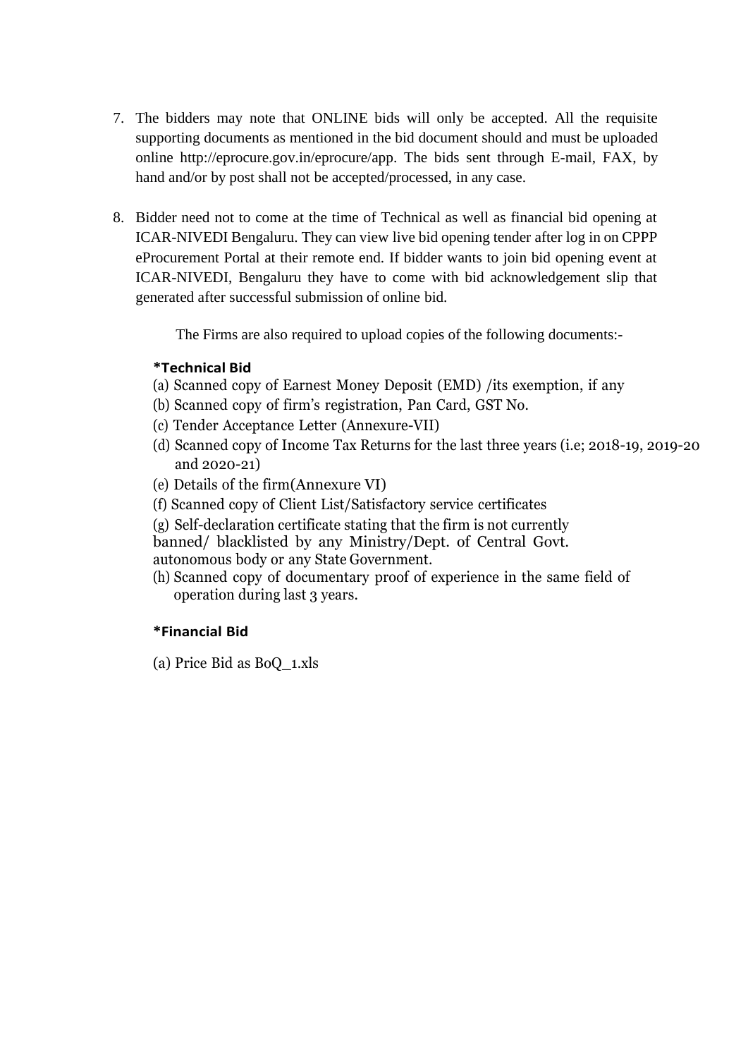7. The bidders may note that ONLINE bids will only be accepted. All the requisite supporting documents as mentioned in the bid document should and must be uploaded online http://eprocure.gov.in/eprocure/app. The bids sent through E-mail, FAX, by hand and/or by post shall not be accepted/processed, in any case.

8. Bidder need not to come at the time of Technical as well as financial bid opening at ICAR-NIVEDI Bengaluru. They can view live bid opening tender after log in on CPPP eProcurement Portal at their remote end. If bidder wants to join bid opening event at ICAR-NIVEDI, Bengaluru they have to come with bid acknowledgement slip that generated after successful submission of online bid.

The Firms are also required to upload copies of the following documents:-

**\*Technical Bid**

(a) Scanned copy of Earnest Money Deposit (EMD) /its exemption, if any

(b) Scanned copy of firm's registration, Pan Card, GST No.

(c) Tender Acceptance Letter (Annexure-VII)

(d) Scanned copy of Income Tax Returns for the last three years (i.e; 2018-19, 2019-20 and 2020-21)

(e) Details of the firm(Annexure VI)

(f) Scanned copy of Client List/Satisfactory service certificates

(g) Self-declaration certificate stating that the firm is not currently banned/ blacklisted by any Ministry/Dept. of Central Govt. autonomous body or any State Government.

(h) Scanned copy of documentary proof of experience in the same field of operation during last 3 years.

**\*Financial Bid**

(a) Price Bid as BoQ_1.xls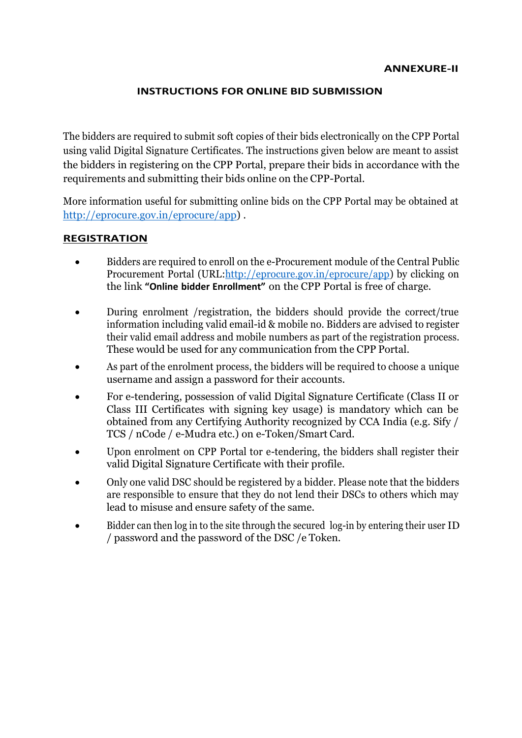**ANNEXURE-II**

## INSTRUCTIONS FOR ONLINE BID SUBMISSION

The bidders are required to submit soft copies of their bids electronically on the CPP Portal using valid Digital Signature Certificates. The instructions given below are meant to assist the bidders in registering on the CPP Portal, prepare their bids in accordance with the requirements and submitting their bids online on the CPP-Portal.

More information useful for submitting online bids on the CPP Portal may be obtained at http://eprocure.gov.in/eprocure/app) .

### REGISTRATION

- Bidders are required to enroll on the e-Procurement module of the Central Public Procurement Portal (URL:http://eprocure.gov.in/eprocure/app) by clicking on the link **"Online bidder Enrollment"** on the CPP Portal is free of charge.
- During enrolment /registration, the bidders should provide the correct/true information including valid email-id & mobile no. Bidders are advised to register their valid email address and mobile numbers as part of the registration process. These would be used for any communication from the CPP Portal.
- As part of the enrolment process, the bidders will be required to choose a unique username and assign a password for their accounts.
- For e-tendering, possession of valid Digital Signature Certificate (Class II or Class III Certificates with signing key usage) is mandatory which can be obtained from any Certifying Authority recognized by CCA India (e.g. Sify / TCS / nCode / e-Mudra etc.) on e-Token/Smart Card.
- Upon enrolment on CPP Portal tor e-tendering, the bidders shall register their valid Digital Signature Certificate with their profile.
- Only one valid DSC should be registered by a bidder. Please note that the bidders are responsible to ensure that they do not lend their DSCs to others which may lead to misuse and ensure safety of the same.
- Bidder can then log in to the site through the secured log-in by entering their user ID / password and the password of the DSC /e Token.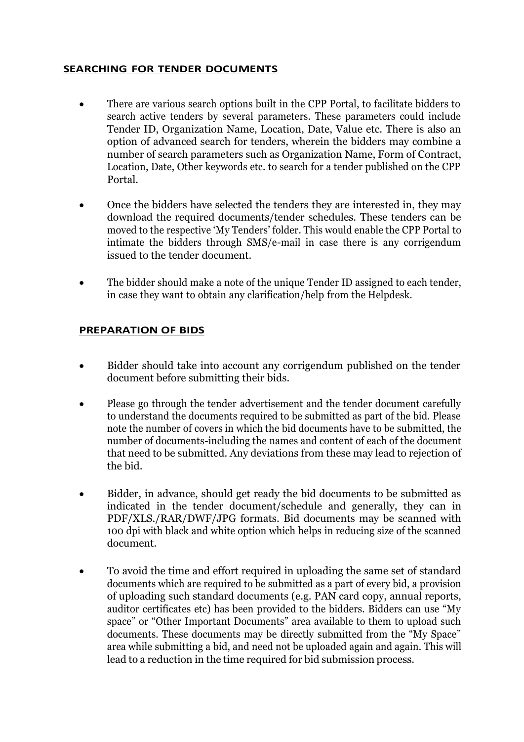## SEARCHING FOR TENDER DOCUMENTS

- There are various search options built in the CPP Portal, to facilitate bidders to search active tenders by several parameters. These parameters could include Tender ID, Organization Name, Location, Date, Value etc. There is also an option of advanced search for tenders, wherein the bidders may combine a number of search parameters such as Organization Name, Form of Contract, Location, Date, Other keywords etc. to search for a tender published on the CPP Portal.
- Once the bidders have selected the tenders they are interested in, they may download the required documents/tender schedules. These tenders can be moved to the respective 'My Tenders' folder. This would enable the CPP Portal to intimate the bidders through SMS/e-mail in case there is any corrigendum issued to the tender document.
- The bidder should make a note of the unique Tender ID assigned to each tender, in case they want to obtain any clarification/help from the Helpdesk.

## PREPARATION OF BIDS

- Bidder should take into account any corrigendum published on the tender document before submitting their bids.
- Please go through the tender advertisement and the tender document carefully to understand the documents required to be submitted as part of the bid. Please note the number of covers in which the bid documents have to be submitted, the number of documents-including the names and content of each of the document that need to be submitted. Any deviations from these may lead to rejection of the bid.
- Bidder, in advance, should get ready the bid documents to be submitted as indicated in the tender document/schedule and generally, they can in PDF/XLS./RAR/DWF/JPG formats. Bid documents may be scanned with 100 dpi with black and white option which helps in reducing size of the scanned document.
- To avoid the time and effort required in uploading the same set of standard documents which are required to be submitted as a part of every bid, a provision of uploading such standard documents (e.g. PAN card copy, annual reports, auditor certificates etc) has been provided to the bidders. Bidders can use "My space" or "Other Important Documents" area available to them to upload such documents. These documents may be directly submitted from the "My Space" area while submitting a bid, and need not be uploaded again and again. This will lead to a reduction in the time required for bid submission process.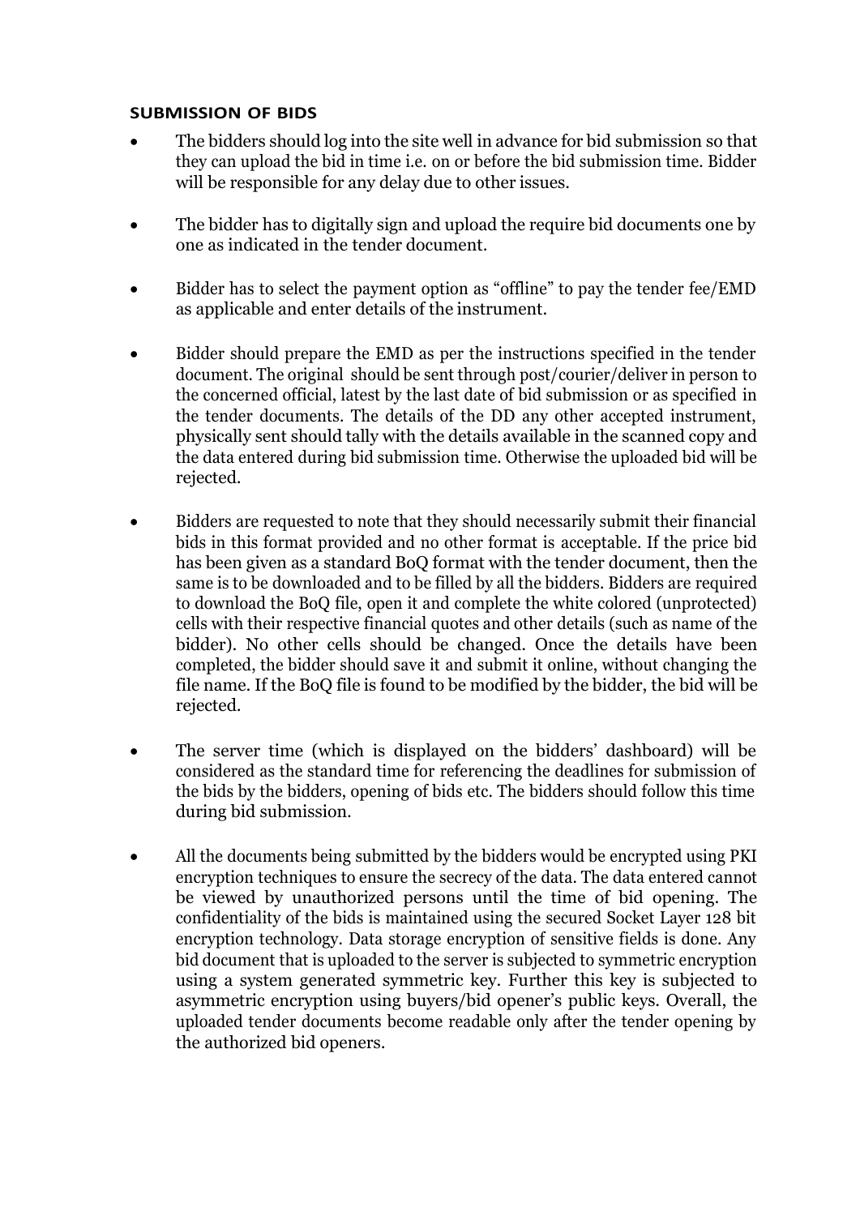**SUBMISSION OF BIDS**

- The bidders should log into the site well in advance for bid submission so that they can upload the bid in time i.e. on or before the bid submission time. Bidder will be responsible for any delay due to other issues.

- The bidder has to digitally sign and upload the require bid documents one by one as indicated in the tender document.

- Bidder has to select the payment option as "offline" to pay the tender fee/EMD as applicable and enter details of the instrument.

- Bidder should prepare the EMD as per the instructions specified in the tender document. The original should be sent through post/courier/deliver in person to the concerned official, latest by the last date of bid submission or as specified in the tender documents. The details of the DD any other accepted instrument, physically sent should tally with the details available in the scanned copy and the data entered during bid submission time. Otherwise the uploaded bid will be rejected.

- Bidders are requested to note that they should necessarily submit their financial bids in this format provided and no other format is acceptable. If the price bid has been given as a standard BoQ format with the tender document, then the same is to be downloaded and to be filled by all the bidders. Bidders are required to download the BoQ file, open it and complete the white colored (unprotected) cells with their respective financial quotes and other details (such as name of the bidder). No other cells should be changed. Once the details have been completed, the bidder should save it and submit it online, without changing the file name. If the BoQ file is found to be modified by the bidder, the bid will be rejected.

- The server time (which is displayed on the bidders' dashboard) will be considered as the standard time for referencing the deadlines for submission of the bids by the bidders, opening of bids etc. The bidders should follow this time during bid submission.

- All the documents being submitted by the bidders would be encrypted using PKI encryption techniques to ensure the secrecy of the data. The data entered cannot be viewed by unauthorized persons until the time of bid opening. The confidentiality of the bids is maintained using the secured Socket Layer 128 bit encryption technology. Data storage encryption of sensitive fields is done. Any bid document that is uploaded to the server is subjected to symmetric encryption using a system generated symmetric key. Further this key is subjected to asymmetric encryption using buyers/bid opener's public keys. Overall, the uploaded tender documents become readable only after the tender opening by the authorized bid openers.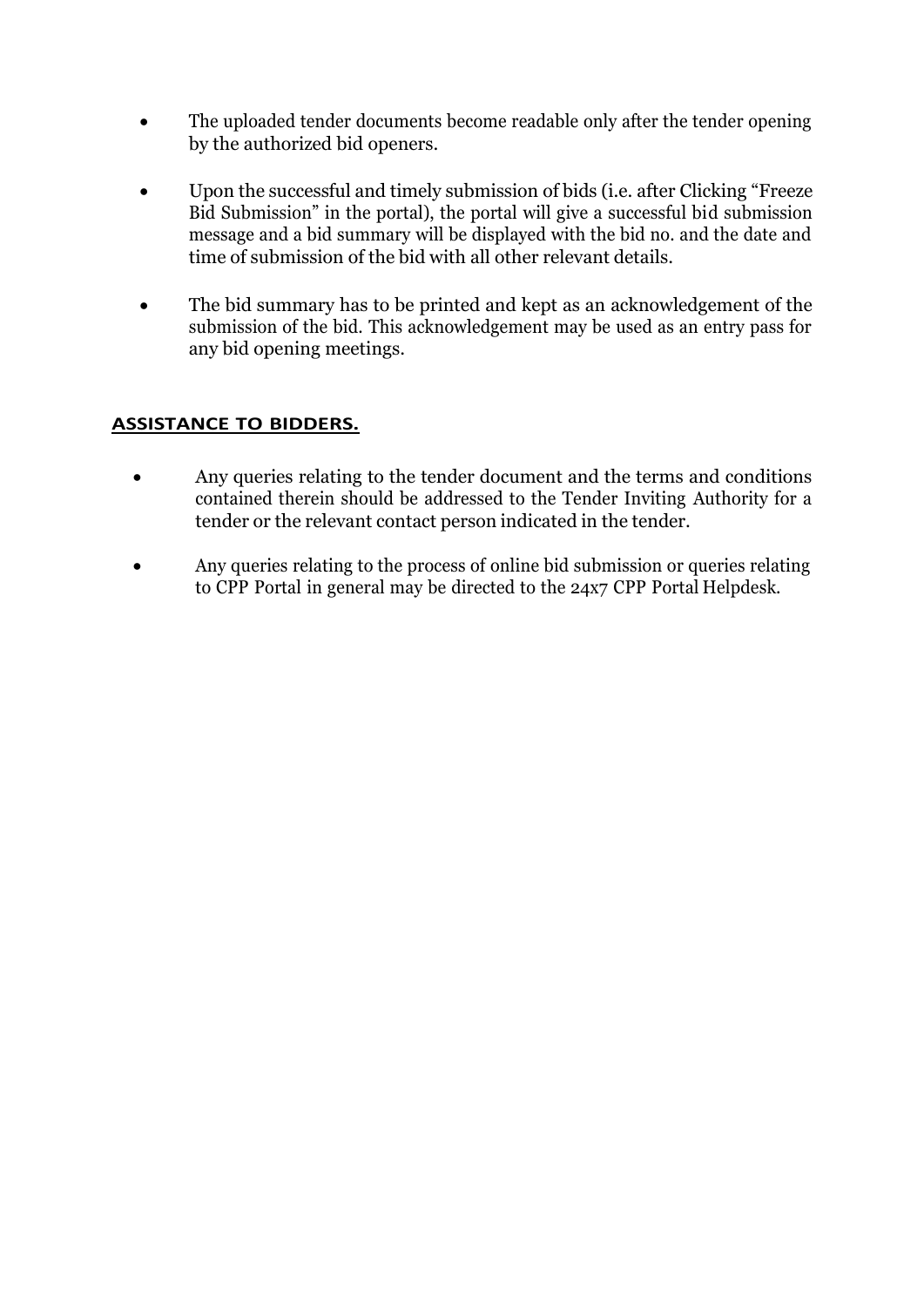- The uploaded tender documents become readable only after the tender opening by the authorized bid openers.
- Upon the successful and timely submission of bids (i.e. after Clicking "Freeze Bid Submission" in the portal), the portal will give a successful bid submission message and a bid summary will be displayed with the bid no. and the date and time of submission of the bid with all other relevant details.
- The bid summary has to be printed and kept as an acknowledgement of the submission of the bid. This acknowledgement may be used as an entry pass for any bid opening meetings.

## ASSISTANCE TO BIDDERS.

- Any queries relating to the tender document and the terms and conditions contained therein should be addressed to the Tender Inviting Authority for a tender or the relevant contact person indicated in the tender.
- Any queries relating to the process of online bid submission or queries relating to CPP Portal in general may be directed to the 24x7 CPP Portal Helpdesk.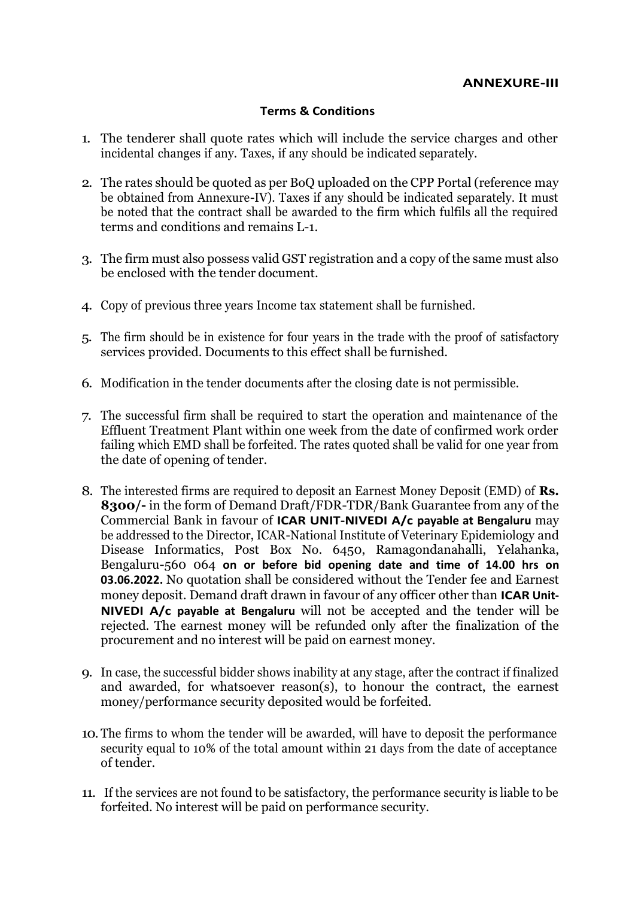**ANNEXURE-III**

**Terms & Conditions**

1. The tenderer shall quote rates which will include the service charges and other incidental changes if any. Taxes, if any should be indicated separately.

2. The rates should be quoted as per BoQ uploaded on the CPP Portal (reference may be obtained from Annexure-IV). Taxes if any should be indicated separately. It must be noted that the contract shall be awarded to the firm which fulfils all the required terms and conditions and remains L-1.

3. The firm must also possess valid GST registration and a copy of the same must also be enclosed with the tender document.

4. Copy of previous three years Income tax statement shall be furnished.

5. The firm should be in existence for four years in the trade with the proof of satisfactory services provided. Documents to this effect shall be furnished.

6. Modification in the tender documents after the closing date is not permissible.

7. The successful firm shall be required to start the operation and maintenance of the Effluent Treatment Plant within one week from the date of confirmed work order failing which EMD shall be forfeited. The rates quoted shall be valid for one year from the date of opening of tender.

8. The interested firms are required to deposit an Earnest Money Deposit (EMD) of **Rs. 8300/-** in the form of Demand Draft/FDR-TDR/Bank Guarantee from any of the Commercial Bank in favour of **ICAR UNIT-NIVEDI A/c payable at Bengaluru** may be addressed to the Director, ICAR-National Institute of Veterinary Epidemiology and Disease Informatics, Post Box No. 6450, Ramagondanahalli, Yelahanka, Bengaluru-560 064 **on or before bid opening date and time of 14.00 hrs on 03.06.2022.** No quotation shall be considered without the Tender fee and Earnest money deposit. Demand draft drawn in favour of any officer other than **ICAR Unit-NIVEDI A/c payable at Bengaluru** will not be accepted and the tender will be rejected. The earnest money will be refunded only after the finalization of the procurement and no interest will be paid on earnest money.

9. In case, the successful bidder shows inability at any stage, after the contract if finalized and awarded, for whatsoever reason(s), to honour the contract, the earnest money/performance security deposited would be forfeited.

10. The firms to whom the tender will be awarded, will have to deposit the performance security equal to 10% of the total amount within 21 days from the date of acceptance of tender.

11. If the services are not found to be satisfactory, the performance security is liable to be forfeited. No interest will be paid on performance security.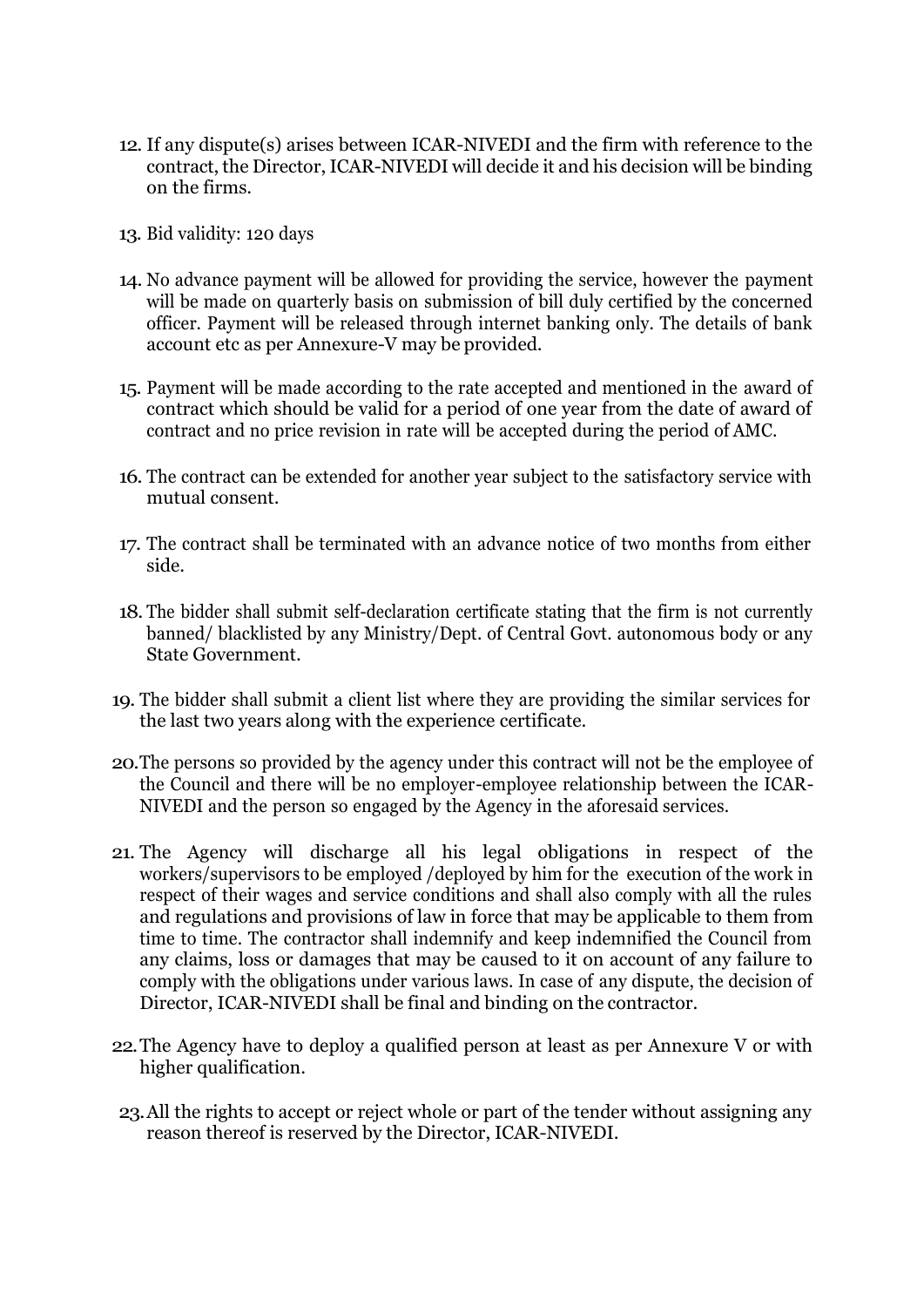12. If any dispute(s) arises between ICAR-NIVEDI and the firm with reference to the contract, the Director, ICAR-NIVEDI will decide it and his decision will be binding on the firms.

13. Bid validity: 120 days

14. No advance payment will be allowed for providing the service, however the payment will be made on quarterly basis on submission of bill duly certified by the concerned officer. Payment will be released through internet banking only. The details of bank account etc as per Annexure-V may be provided.

15. Payment will be made according to the rate accepted and mentioned in the award of contract which should be valid for a period of one year from the date of award of contract and no price revision in rate will be accepted during the period of AMC.

16. The contract can be extended for another year subject to the satisfactory service with mutual consent.

17. The contract shall be terminated with an advance notice of two months from either side.

18. The bidder shall submit self-declaration certificate stating that the firm is not currently banned/ blacklisted by any Ministry/Dept. of Central Govt. autonomous body or any State Government.

19. The bidder shall submit a client list where they are providing the similar services for the last two years along with the experience certificate.

20. The persons so provided by the agency under this contract will not be the employee of the Council and there will be no employer-employee relationship between the ICAR-NIVEDI and the person so engaged by the Agency in the aforesaid services.

21. The Agency will discharge all his legal obligations in respect of the workers/supervisors to be employed /deployed by him for the execution of the work in respect of their wages and service conditions and shall also comply with all the rules and regulations and provisions of law in force that may be applicable to them from time to time. The contractor shall indemnify and keep indemnified the Council from any claims, loss or damages that may be caused to it on account of any failure to comply with the obligations under various laws. In case of any dispute, the decision of Director, ICAR-NIVEDI shall be final and binding on the contractor.

22. The Agency have to deploy a qualified person at least as per Annexure V or with higher qualification.

23. All the rights to accept or reject whole or part of the tender without assigning any reason thereof is reserved by the Director, ICAR-NIVEDI.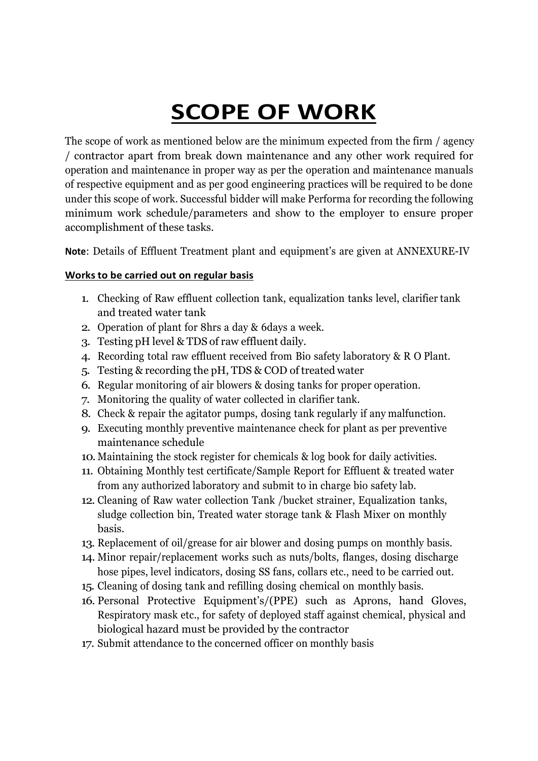# SCOPE OF WORK

The scope of work as mentioned below are the minimum expected from the firm / agency / contractor apart from break down maintenance and any other work required for operation and maintenance in proper way as per the operation and maintenance manuals of respective equipment and as per good engineering practices will be required to be done under this scope of work. Successful bidder will make Performa for recording the following minimum work schedule/parameters and show to the employer to ensure proper accomplishment of these tasks.

**Note**: Details of Effluent Treatment plant and equipment's are given at ANNEXURE-IV

**Works to be carried out on regular basis**

1. Checking of Raw effluent collection tank, equalization tanks level, clarifier tank and treated water tank
2. Operation of plant for 8hrs a day & 6days a week.
3. Testing pH level & TDS of raw effluent daily.
4. Recording total raw effluent received from Bio safety laboratory & R O Plant.
5. Testing & recording the pH, TDS & COD of treated water
6. Regular monitoring of air blowers & dosing tanks for proper operation.
7. Monitoring the quality of water collected in clarifier tank.
8. Check & repair the agitator pumps, dosing tank regularly if any malfunction.
9. Executing monthly preventive maintenance check for plant as per preventive maintenance schedule
10. Maintaining the stock register for chemicals & log book for daily activities.
11. Obtaining Monthly test certificate/Sample Report for Effluent & treated water from any authorized laboratory and submit to in charge bio safety lab.
12. Cleaning of Raw water collection Tank /bucket strainer, Equalization tanks, sludge collection bin, Treated water storage tank & Flash Mixer on monthly basis.
13. Replacement of oil/grease for air blower and dosing pumps on monthly basis.
14. Minor repair/replacement works such as nuts/bolts, flanges, dosing discharge hose pipes, level indicators, dosing SS fans, collars etc., need to be carried out.
15. Cleaning of dosing tank and refilling dosing chemical on monthly basis.
16. Personal Protective Equipment's/(PPE) such as Aprons, hand Gloves, Respiratory mask etc., for safety of deployed staff against chemical, physical and biological hazard must be provided by the contractor
17. Submit attendance to the concerned officer on monthly basis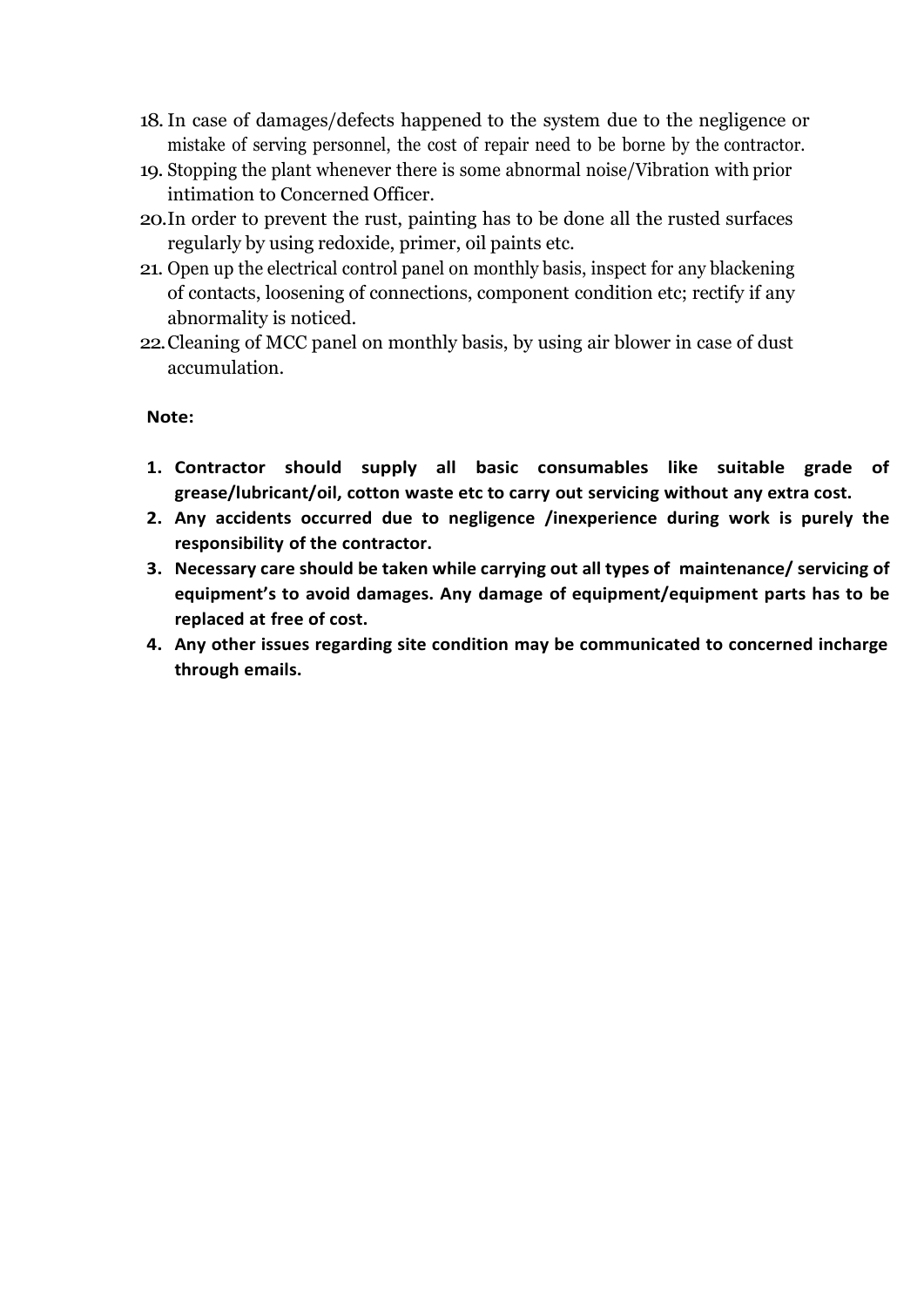18. In case of damages/defects happened to the system due to the negligence or mistake of serving personnel, the cost of repair need to be borne by the contractor.
19. Stopping the plant whenever there is some abnormal noise/Vibration with prior intimation to Concerned Officer.
20. In order to prevent the rust, painting has to be done all the rusted surfaces regularly by using redoxide, primer, oil paints etc.
21. Open up the electrical control panel on monthly basis, inspect for any blackening of contacts, loosening of connections, component condition etc; rectify if any abnormality is noticed.
22. Cleaning of MCC panel on monthly basis, by using air blower in case of dust accumulation.

**Note:**

1. **Contractor should supply all basic consumables like suitable grade of grease/lubricant/oil, cotton waste etc to carry out servicing without any extra cost.**
2. **Any accidents occurred due to negligence /inexperience during work is purely the responsibility of the contractor.**
3. **Necessary care should be taken while carrying out all types of maintenance/ servicing of equipment's to avoid damages. Any damage of equipment/equipment parts has to be replaced at free of cost.**
4. **Any other issues regarding site condition may be communicated to concerned incharge through emails.**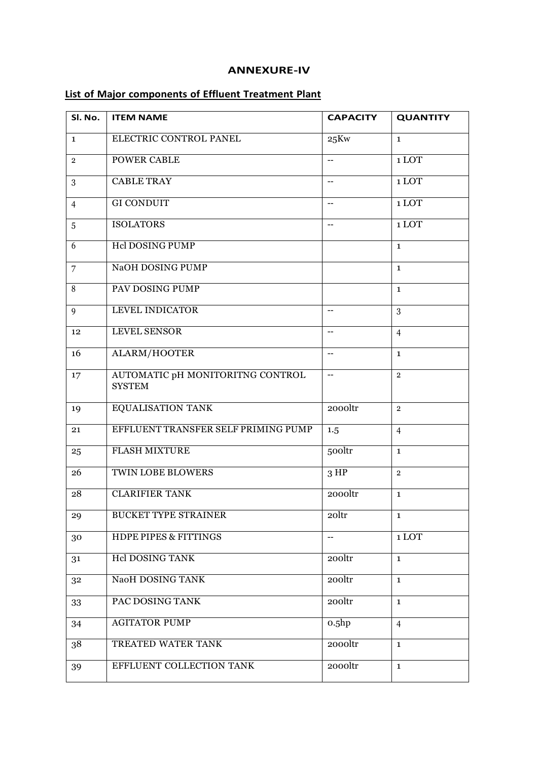## ANNEXURE-IV

### List of Major components of Effluent Treatment Plant

| Sl. No. | ITEM NAME | CAPACITY | QUANTITY |
|---|---|---|---|
| 1 | ELECTRIC CONTROL PANEL | 25Kw | 1 |
| 2 | POWER CABLE | -- | 1 LOT |
| 3 | CABLE TRAY | -- | 1 LOT |
| 4 | GI CONDUIT | -- | 1 LOT |
| 5 | ISOLATORS | -- | 1 LOT |
| 6 | Hcl DOSING PUMP | | 1 |
| 7 | NaOH DOSING PUMP | | 1 |
| 8 | PAV DOSING PUMP | | 1 |
| 9 | LEVEL INDICATOR | -- | 3 |
| 12 | LEVEL SENSOR | -- | 4 |
| 16 | ALARM/HOOTER | -- | 1 |
| 17 | AUTOMATIC pH MONITORITNG CONTROL SYSTEM | -- | 2 |
| 19 | EQUALISATION TANK | 2000ltr | 2 |
| 21 | EFFLUENT TRANSFER SELF PRIMING PUMP | 1.5 | 4 |
| 25 | FLASH MIXTURE | 500ltr | 1 |
| 26 | TWIN LOBE BLOWERS | 3 HP | 2 |
| 28 | CLARIFIER TANK | 2000ltr | 1 |
| 29 | BUCKET TYPE STRAINER | 20ltr | 1 |
| 30 | HDPE PIPES & FITTINGS | -- | 1 LOT |
| 31 | Hcl DOSING TANK | 200ltr | 1 |
| 32 | NaoH DOSING TANK | 200ltr | 1 |
| 33 | PAC DOSING TANK | 200ltr | 1 |
| 34 | AGITATOR PUMP | 0.5hp | 4 |
| 38 | TREATED WATER TANK | 2000ltr | 1 |
| 39 | EFFLUENT COLLECTION TANK | 2000ltr | 1 |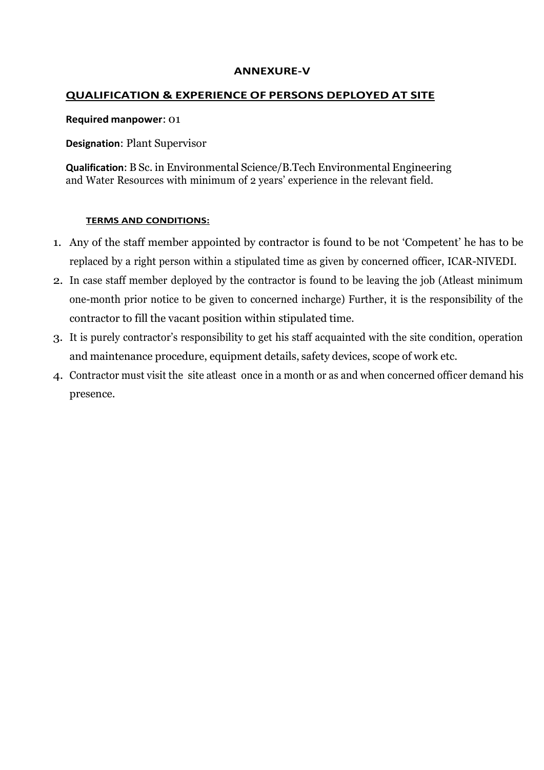# ANNEXURE-V

## QUALIFICATION & EXPERIENCE OF PERSONS DEPLOYED AT SITE

**Required manpower**: 01

**Designation**: Plant Supervisor

**Qualification**: B Sc. in Environmental Science/B.Tech Environmental Engineering and Water Resources with minimum of 2 years' experience in the relevant field.

### TERMS AND CONDITIONS:

1. Any of the staff member appointed by contractor is found to be not 'Competent' he has to be replaced by a right person within a stipulated time as given by concerned officer, ICAR-NIVEDI.
2. In case staff member deployed by the contractor is found to be leaving the job (Atleast minimum one-month prior notice to be given to concerned incharge) Further, it is the responsibility of the contractor to fill the vacant position within stipulated time.
3. It is purely contractor's responsibility to get his staff acquainted with the site condition, operation and maintenance procedure, equipment details, safety devices, scope of work etc.
4. Contractor must visit the site atleast once in a month or as and when concerned officer demand his presence.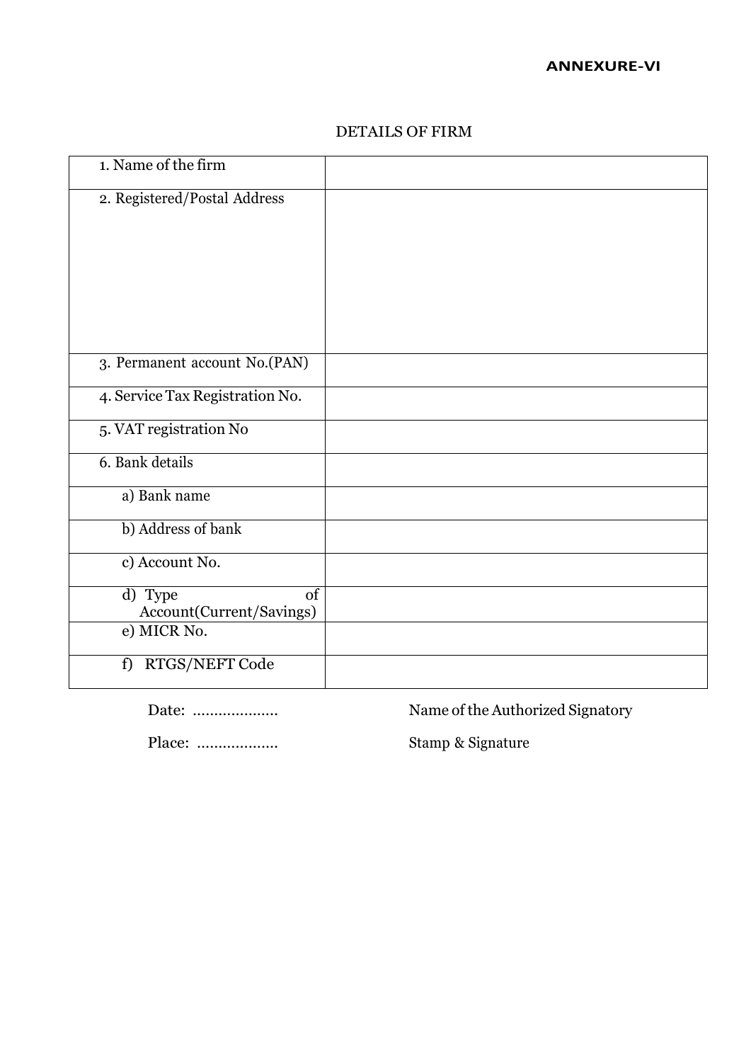**ANNEXURE-VI**

DETAILS OF FIRM

| | |
|---|---|
| 1. Name of the firm | |
| 2. Registered/Postal Address | |
| 3. Permanent account No.(PAN) | |
| 4. Service Tax Registration No. | |
| 5. VAT registration No | |
| 6. Bank details | |
| a) Bank name | |
| b) Address of bank | |
| c) Account No. | |
| d) Type of Account(Current/Savings) | |
| e) MICR No. | |
| f) RTGS/NEFT Code | |

Date: ....................                Name of the Authorized Signatory

Place: ...................                Stamp & Signature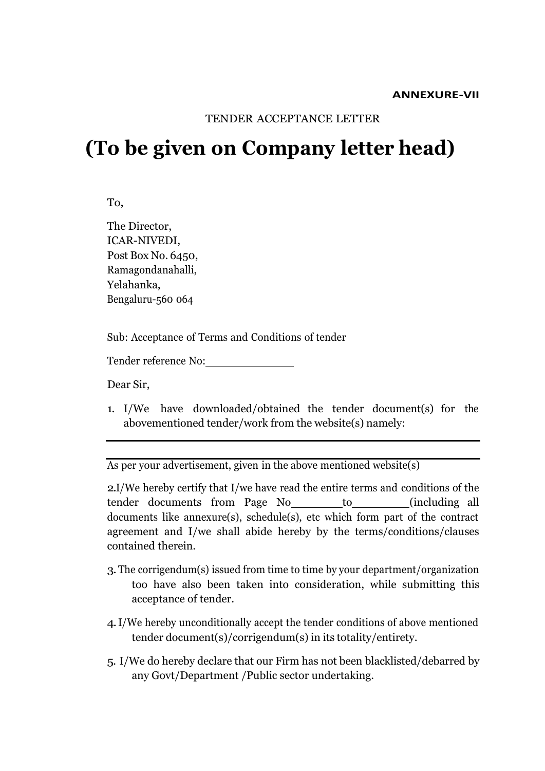**ANNEXURE-VII**

TENDER ACCEPTANCE LETTER

# (To be given on Company letter head)

To,

The Director,
ICAR-NIVEDI,
Post Box No. 6450,
Ramagondanahalli,
Yelahanka,
Bengaluru-560 064

Sub: Acceptance of Terms and Conditions of tender

Tender reference No:\_\_\_\_\_\_\_\_\_\_\_\_\_

Dear Sir,

1. I/We have downloaded/obtained the tender document(s) for the abovementioned tender/work from the website(s) namely:

---

---

As per your advertisement, given in the above mentioned website(s)

2.I/We hereby certify that I/we have read the entire terms and conditions of the tender documents from Page No\_\_\_\_\_\_\_\_to\_\_\_\_\_\_\_\_\_(including all documents like annexure(s), schedule(s), etc which form part of the contract agreement and I/we shall abide hereby by the terms/conditions/clauses contained therein.

3. The corrigendum(s) issued from time to time by your department/organization too have also been taken into consideration, while submitting this acceptance of tender.

4. I/We hereby unconditionally accept the tender conditions of above mentioned tender document(s)/corrigendum(s) in its totality/entirety.

5. I/We do hereby declare that our Firm has not been blacklisted/debarred by any Govt/Department /Public sector undertaking.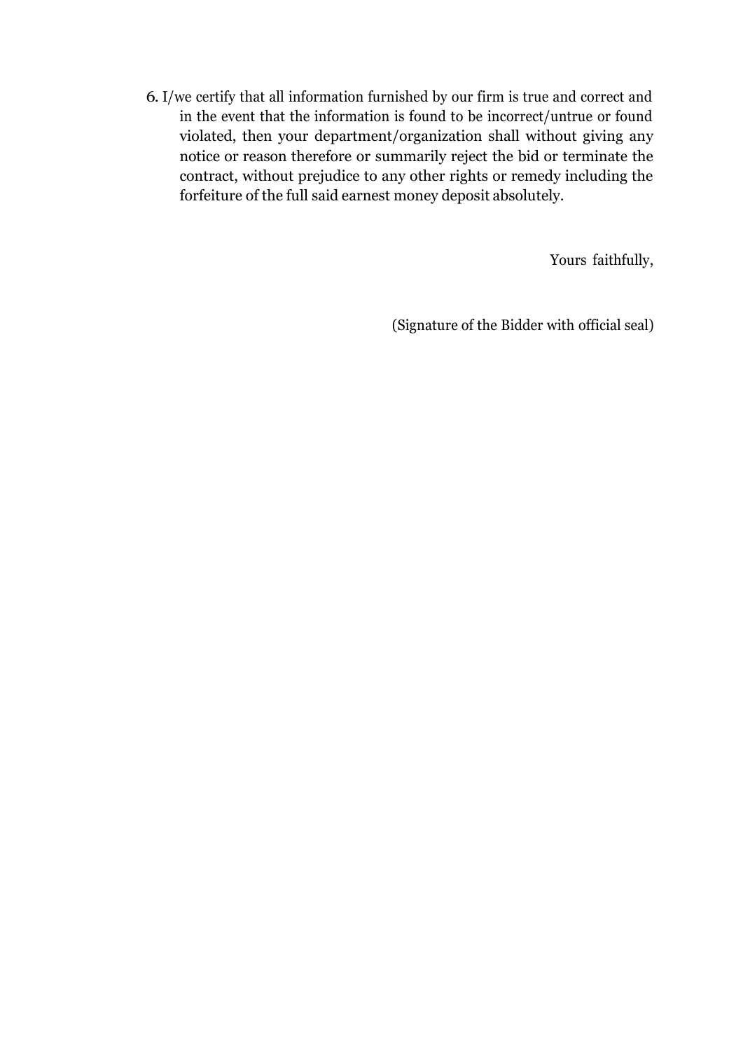6. I/we certify that all information furnished by our firm is true and correct and in the event that the information is found to be incorrect/untrue or found violated, then your department/organization shall without giving any notice or reason therefore or summarily reject the bid or terminate the contract, without prejudice to any other rights or remedy including the forfeiture of the full said earnest money deposit absolutely.

Yours faithfully,

(Signature of the Bidder with official seal)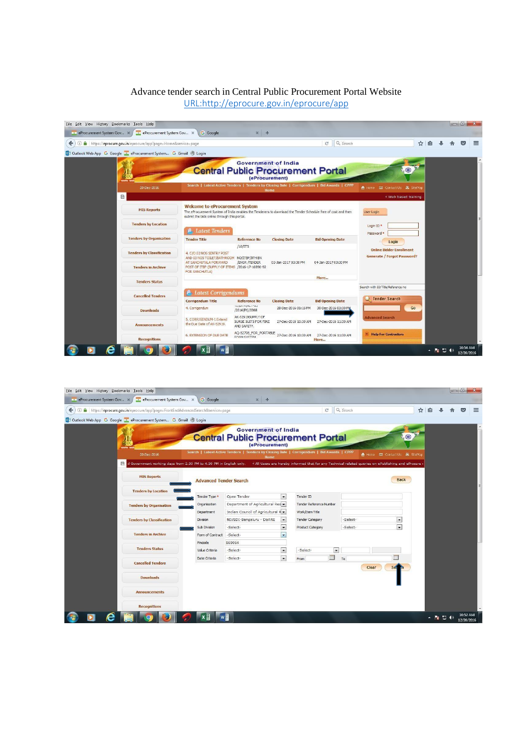Advance tender search in Central Public Procurement Portal Website

URL:http://eprocure.gov.in/eprocure/app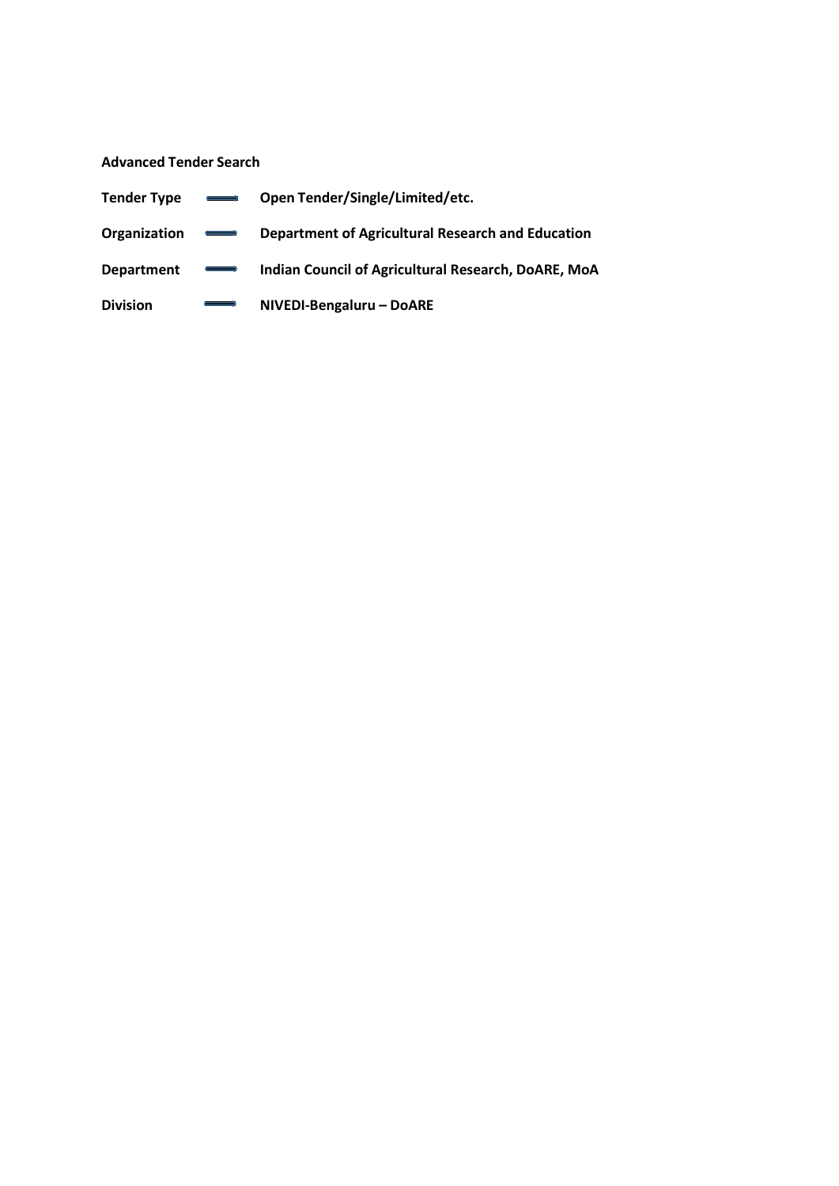**Advanced Tender Search**

**Tender Type** ⟹ **Open Tender/Single/Limited/etc.**

**Organization** ⟹ **Department of Agricultural Research and Education**

**Department** ⟹ **Indian Council of Agricultural Research, DoARE, MoA**

**Division** ⟹ **NIVEDI-Bengaluru – DoARE**